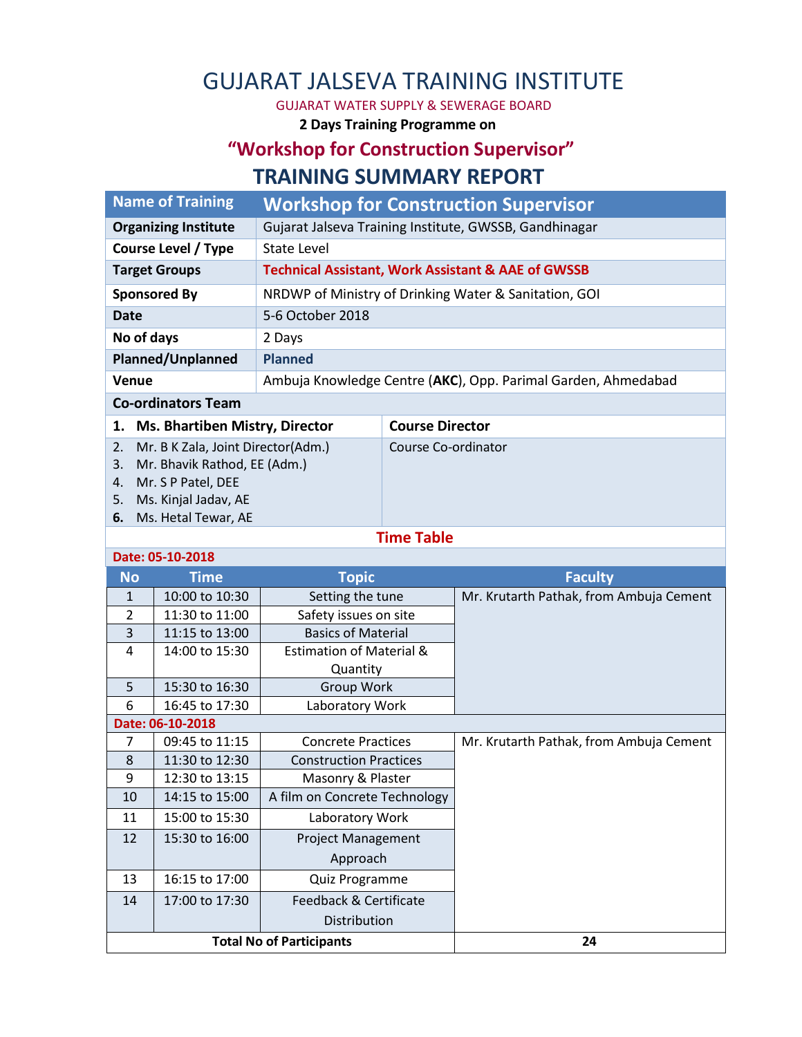# GUJARAT JALSEVA TRAINING INSTITUTE

GUJARAT WATER SUPPLY & SEWERAGE BOARD

**2 Days Training Programme on**

## "Workshop for Construction Supervisor"

## TRAINING SUMMARY REPORT

| Name of Training | Workshop for Construction Supervisor |
|---|---|
| **Organizing Institute** | Gujarat Jalseva Training Institute, GWSSB, Gandhinagar |
| **Course Level / Type** | State Level |
| **Target Groups** | **Technical Assistant, Work Assistant & AAE of GWSSB** |
| **Sponsored By** | NRDWP of Ministry of Drinking Water & Sanitation, GOI |
| **Date** | 5-6 October 2018 |
| **No of days** | 2 Days |
| **Planned/Unplanned** | **Planned** |
| **Venue** | Ambuja Knowledge Centre (**AKC**), Opp. Parimal Garden, Ahmedabad |

**Co-ordinators Team**

| Name | Role |
|---|---|
| **1. Ms. Bhartiben Mistry, Director** | **Course Director** |
| 2. Mr. B K Zala, Joint Director(Adm.)<br>3. Mr. Bhavik Rathod, EE (Adm.)<br>4. Mr. S P Patel, DEE<br>5. Ms. Kinjal Jadav, AE<br>6. Ms. Hetal Tewar, AE | Course Co-ordinator |

### Time Table

| No | Time | Topic | Faculty |
|---|---|---|---|
| **Date: 05-10-2018** | | | |
| 1 | 10:00 to 10:30 | Setting the tune | Mr. Krutarth Pathak, from Ambuja Cement |
| 2 | 11:30 to 11:00 | Safety issues on site | |
| 3 | 11:15 to 13:00 | Basics of Material | |
| 4 | 14:00 to 15:30 | Estimation of Material & Quantity | |
| 5 | 15:30 to 16:30 | Group Work | |
| 6 | 16:45 to 17:30 | Laboratory Work | |
| **Date: 06-10-2018** | | | |
| 7 | 09:45 to 11:15 | Concrete Practices | Mr. Krutarth Pathak, from Ambuja Cement |
| 8 | 11:30 to 12:30 | Construction Practices | |
| 9 | 12:30 to 13:15 | Masonry & Plaster | |
| 10 | 14:15 to 15:00 | A film on Concrete Technology | |
| 11 | 15:00 to 15:30 | Laboratory Work | |
| 12 | 15:30 to 16:00 | Project Management Approach | |
| 13 | 16:15 to 17:00 | Quiz Programme | |
| 14 | 17:00 to 17:30 | Feedback & Certificate Distribution | |
| **Total No of Participants** | | | **24** |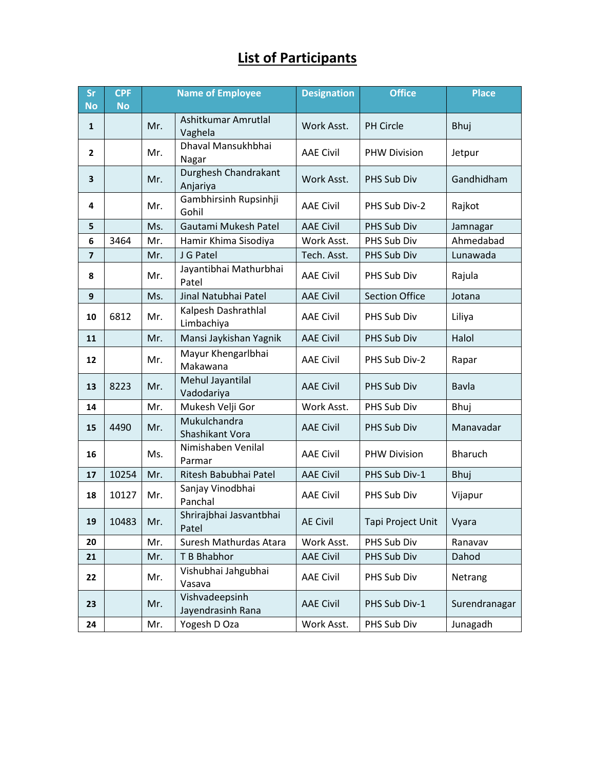# List of Participants

| Sr No | CPF No | Name of Employee | | Designation | Office | Place |
|---|---|---|---|---|---|---|
| 1 | | Mr. | Ashitkumar Amrutlal Vaghela | Work Asst. | PH Circle | Bhuj |
| 2 | | Mr. | Dhaval Mansukhbhai Nagar | AAE Civil | PHW Division | Jetpur |
| 3 | | Mr. | Durghesh Chandrakant Anjariya | Work Asst. | PHS Sub Div | Gandhidham |
| 4 | | Mr. | Gambhirsinh Rupsinhji Gohil | AAE Civil | PHS Sub Div-2 | Rajkot |
| 5 | | Ms. | Gautami Mukesh Patel | AAE Civil | PHS Sub Div | Jamnagar |
| 6 | 3464 | Mr. | Hamir Khima Sisodiya | Work Asst. | PHS Sub Div | Ahmedabad |
| 7 | | Mr. | J G Patel | Tech. Asst. | PHS Sub Div | Lunawada |
| 8 | | Mr. | Jayantibhai Mathurbhai Patel | AAE Civil | PHS Sub Div | Rajula |
| 9 | | Ms. | Jinal Natubhai Patel | AAE Civil | Section Office | Jotana |
| 10 | 6812 | Mr. | Kalpesh Dashrathlal Limbachiya | AAE Civil | PHS Sub Div | Liliya |
| 11 | | Mr. | Mansi Jaykishan Yagnik | AAE Civil | PHS Sub Div | Halol |
| 12 | | Mr. | Mayur Khengarlbhai Makawana | AAE Civil | PHS Sub Div-2 | Rapar |
| 13 | 8223 | Mr. | Mehul Jayantilal Vadodariya | AAE Civil | PHS Sub Div | Bavla |
| 14 | | Mr. | Mukesh Velji Gor | Work Asst. | PHS Sub Div | Bhuj |
| 15 | 4490 | Mr. | Mukulchandra Shashikant Vora | AAE Civil | PHS Sub Div | Manavadar |
| 16 | | Ms. | Nimishaben Venilal Parmar | AAE Civil | PHW Division | Bharuch |
| 17 | 10254 | Mr. | Ritesh Babubhai Patel | AAE Civil | PHS Sub Div-1 | Bhuj |
| 18 | 10127 | Mr. | Sanjay Vinodbhai Panchal | AAE Civil | PHS Sub Div | Vijapur |
| 19 | 10483 | Mr. | Shrirajbhai Jasvantbhai Patel | AE Civil | Tapi Project Unit | Vyara |
| 20 | | Mr. | Suresh Mathurdas Atara | Work Asst. | PHS Sub Div | Ranavav |
| 21 | | Mr. | T B Bhabhor | AAE Civil | PHS Sub Div | Dahod |
| 22 | | Mr. | Vishubhai Jahgubhai Vasava | AAE Civil | PHS Sub Div | Netrang |
| 23 | | Mr. | Vishvadeepsinh Jayendrasinh Rana | AAE Civil | PHS Sub Div-1 | Surendranagar |
| 24 | | Mr. | Yogesh D Oza | Work Asst. | PHS Sub Div | Junagadh |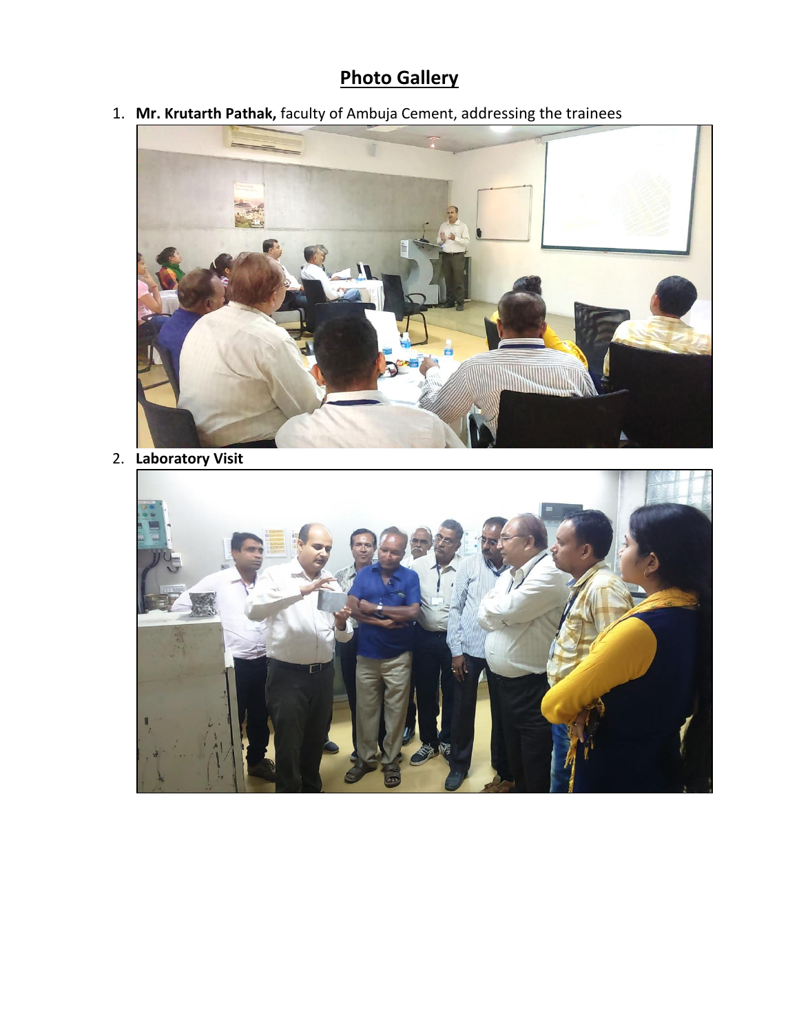# Photo Gallery

1. **Mr. Krutarth Pathak,** faculty of Ambuja Cement, addressing the trainees

2. **Laboratory Visit**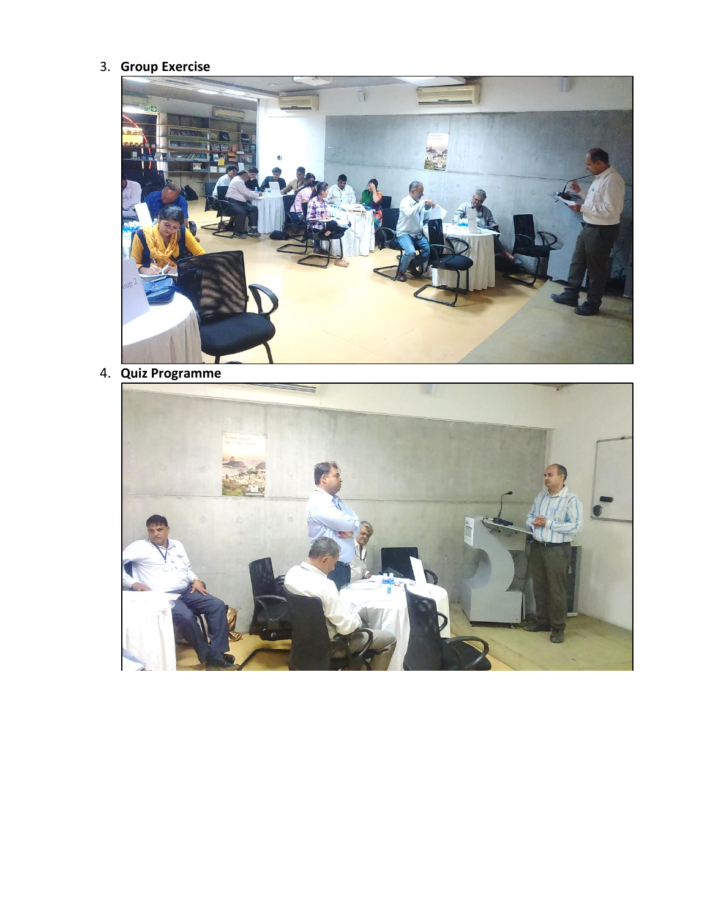3. **Group Exercise**

4. **Quiz Programme**